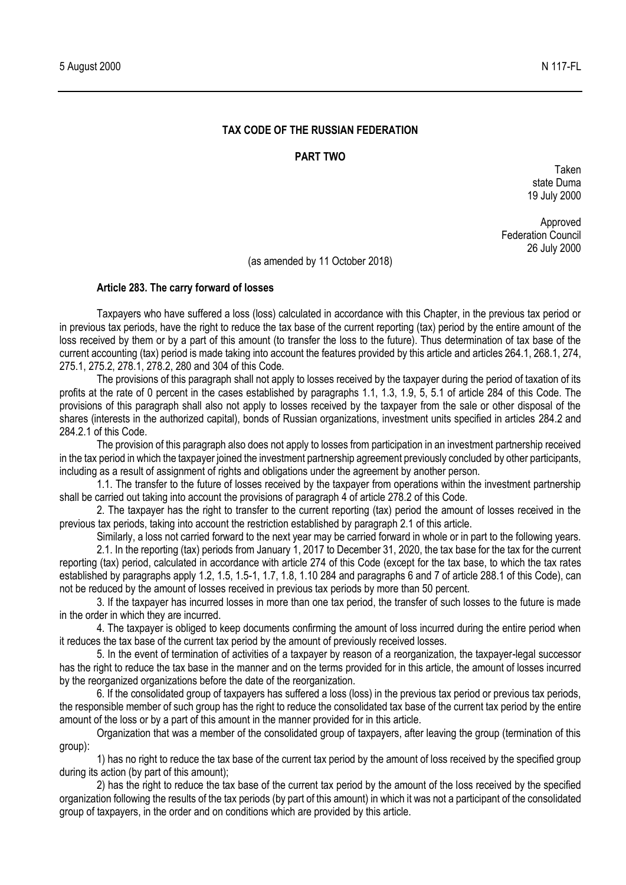5 August 2000 N 117-FL

**TAX CODE OF THE RUSSIAN FEDERATION**

**PART TWO**

Taken
state Duma
19 July 2000

Approved
Federation Council
26 July 2000

(as amended by 11 October 2018)

### Article 283. The carry forward of losses

Taxpayers who have suffered a loss (loss) calculated in accordance with this Chapter, in the previous tax period or in previous tax periods, have the right to reduce the tax base of the current reporting (tax) period by the entire amount of the loss received by them or by a part of this amount (to transfer the loss to the future). Thus determination of tax base of the current accounting (tax) period is made taking into account the features provided by this article and articles 264.1, 268.1, 274, 275.1, 275.2, 278.1, 278.2, 280 and 304 of this Code.

The provisions of this paragraph shall not apply to losses received by the taxpayer during the period of taxation of its profits at the rate of 0 percent in the cases established by paragraphs 1.1, 1.3, 1.9, 5, 5.1 of article 284 of this Code. The provisions of this paragraph shall also not apply to losses received by the taxpayer from the sale or other disposal of the shares (interests in the authorized capital), bonds of Russian organizations, investment units specified in articles 284.2 and 284.2.1 of this Code.

The provision of this paragraph also does not apply to losses from participation in an investment partnership received in the tax period in which the taxpayer joined the investment partnership agreement previously concluded by other participants, including as a result of assignment of rights and obligations under the agreement by another person.

1.1. The transfer to the future of losses received by the taxpayer from operations within the investment partnership shall be carried out taking into account the provisions of paragraph 4 of article 278.2 of this Code.

2. The taxpayer has the right to transfer to the current reporting (tax) period the amount of losses received in the previous tax periods, taking into account the restriction established by paragraph 2.1 of this article.

Similarly, a loss not carried forward to the next year may be carried forward in whole or in part to the following years.

2.1. In the reporting (tax) periods from January 1, 2017 to December 31, 2020, the tax base for the tax for the current reporting (tax) period, calculated in accordance with article 274 of this Code (except for the tax base, to which the tax rates established by paragraphs apply 1.2, 1.5, 1.5-1, 1.7, 1.8, 1.10 284 and paragraphs 6 and 7 of article 288.1 of this Code), can not be reduced by the amount of losses received in previous tax periods by more than 50 percent.

3. If the taxpayer has incurred losses in more than one tax period, the transfer of such losses to the future is made in the order in which they are incurred.

4. The taxpayer is obliged to keep documents confirming the amount of loss incurred during the entire period when it reduces the tax base of the current tax period by the amount of previously received losses.

5. In the event of termination of activities of a taxpayer by reason of a reorganization, the taxpayer-legal successor has the right to reduce the tax base in the manner and on the terms provided for in this article, the amount of losses incurred by the reorganized organizations before the date of the reorganization.

6. If the consolidated group of taxpayers has suffered a loss (loss) in the previous tax period or previous tax periods, the responsible member of such group has the right to reduce the consolidated tax base of the current tax period by the entire amount of the loss or by a part of this amount in the manner provided for in this article.

Organization that was a member of the consolidated group of taxpayers, after leaving the group (termination of this group):

1) has no right to reduce the tax base of the current tax period by the amount of loss received by the specified group during its action (by part of this amount);

2) has the right to reduce the tax base of the current tax period by the amount of the loss received by the specified organization following the results of the tax periods (by part of this amount) in which it was not a participant of the consolidated group of taxpayers, in the order and on conditions which are provided by this article.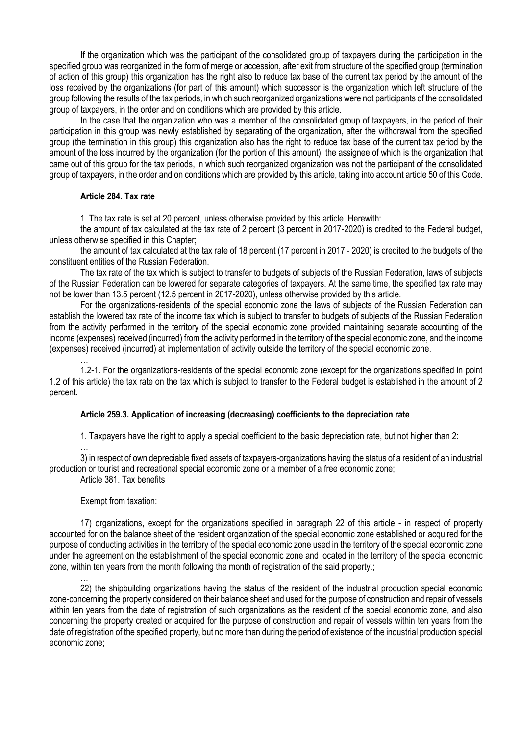If the organization which was the participant of the consolidated group of taxpayers during the participation in the specified group was reorganized in the form of merge or accession, after exit from structure of the specified group (termination of action of this group) this organization has the right also to reduce tax base of the current tax period by the amount of the loss received by the organizations (for part of this amount) which successor is the organization which left structure of the group following the results of the tax periods, in which such reorganized organizations were not participants of the consolidated group of taxpayers, in the order and on conditions which are provided by this article.

In the case that the organization who was a member of the consolidated group of taxpayers, in the period of their participation in this group was newly established by separating of the organization, after the withdrawal from the specified group (the termination in this group) this organization also has the right to reduce tax base of the current tax period by the amount of the loss incurred by the organization (for the portion of this amount), the assignee of which is the organization that came out of this group for the tax periods, in which such reorganized organization was not the participant of the consolidated group of taxpayers, in the order and on conditions which are provided by this article, taking into account article 50 of this Code.

### Article 284. Tax rate

1. The tax rate is set at 20 percent, unless otherwise provided by this article. Herewith:

the amount of tax calculated at the tax rate of 2 percent (3 percent in 2017-2020) is credited to the Federal budget, unless otherwise specified in this Chapter;

the amount of tax calculated at the tax rate of 18 percent (17 percent in 2017 - 2020) is credited to the budgets of the constituent entities of the Russian Federation.

The tax rate of the tax which is subject to transfer to budgets of subjects of the Russian Federation, laws of subjects of the Russian Federation can be lowered for separate categories of taxpayers. At the same time, the specified tax rate may not be lower than 13.5 percent (12.5 percent in 2017-2020), unless otherwise provided by this article.

For the organizations-residents of the special economic zone the laws of subjects of the Russian Federation can establish the lowered tax rate of the income tax which is subject to transfer to budgets of subjects of the Russian Federation from the activity performed in the territory of the special economic zone provided maintaining separate accounting of the income (expenses) received (incurred) from the activity performed in the territory of the special economic zone, and the income (expenses) received (incurred) at implementation of activity outside the territory of the special economic zone.

…

1.2-1. For the organizations-residents of the special economic zone (except for the organizations specified in point 1.2 of this article) the tax rate on the tax which is subject to transfer to the Federal budget is established in the amount of 2 percent.

### Article 259.3. Application of increasing (decreasing) coefficients to the depreciation rate

1. Taxpayers have the right to apply a special coefficient to the basic depreciation rate, but not higher than 2:

…

3) in respect of own depreciable fixed assets of taxpayers-organizations having the status of a resident of an industrial production or tourist and recreational special economic zone or a member of a free economic zone;

Article 381. Tax benefits

Exempt from taxation:

…

17) organizations, except for the organizations specified in paragraph 22 of this article - in respect of property accounted for on the balance sheet of the resident organization of the special economic zone established or acquired for the purpose of conducting activities in the territory of the special economic zone used in the territory of the special economic zone under the agreement on the establishment of the special economic zone and located in the territory of the special economic zone, within ten years from the month following the month of registration of the said property.;

…

22) the shipbuilding organizations having the status of the resident of the industrial production special economic zone-concerning the property considered on their balance sheet and used for the purpose of construction and repair of vessels within ten years from the date of registration of such organizations as the resident of the special economic zone, and also concerning the property created or acquired for the purpose of construction and repair of vessels within ten years from the date of registration of the specified property, but no more than during the period of existence of the industrial production special economic zone;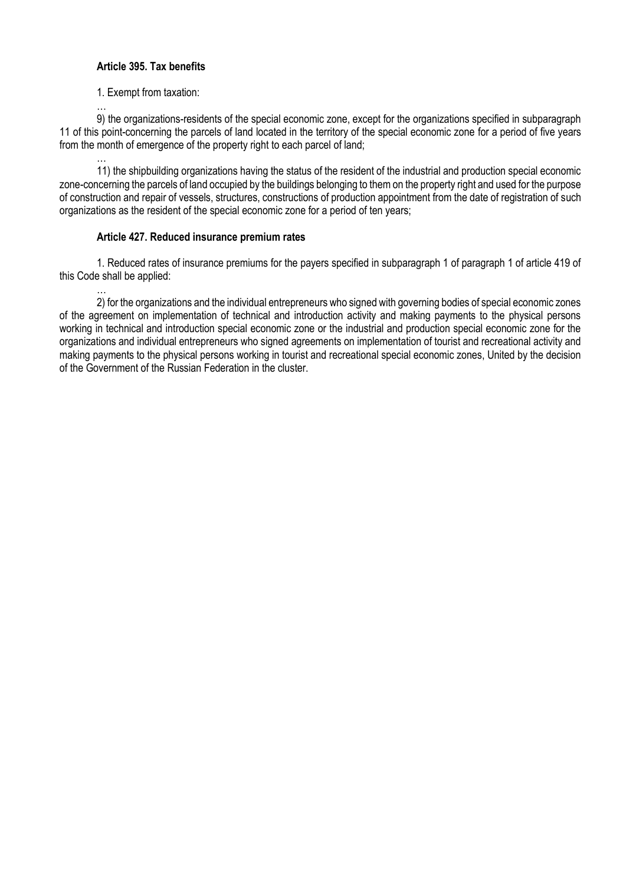**Article 395. Tax benefits**

1. Exempt from taxation:

…

9) the organizations-residents of the special economic zone, except for the organizations specified in subparagraph 11 of this point-concerning the parcels of land located in the territory of the special economic zone for a period of five years from the month of emergence of the property right to each parcel of land;

…

11) the shipbuilding organizations having the status of the resident of the industrial and production special economic zone-concerning the parcels of land occupied by the buildings belonging to them on the property right and used for the purpose of construction and repair of vessels, structures, constructions of production appointment from the date of registration of such organizations as the resident of the special economic zone for a period of ten years;

**Article 427. Reduced insurance premium rates**

1. Reduced rates of insurance premiums for the payers specified in subparagraph 1 of paragraph 1 of article 419 of this Code shall be applied:

…

2) for the organizations and the individual entrepreneurs who signed with governing bodies of special economic zones of the agreement on implementation of technical and introduction activity and making payments to the physical persons working in technical and introduction special economic zone or the industrial and production special economic zone for the organizations and individual entrepreneurs who signed agreements on implementation of tourist and recreational activity and making payments to the physical persons working in tourist and recreational special economic zones, United by the decision of the Government of the Russian Federation in the cluster.